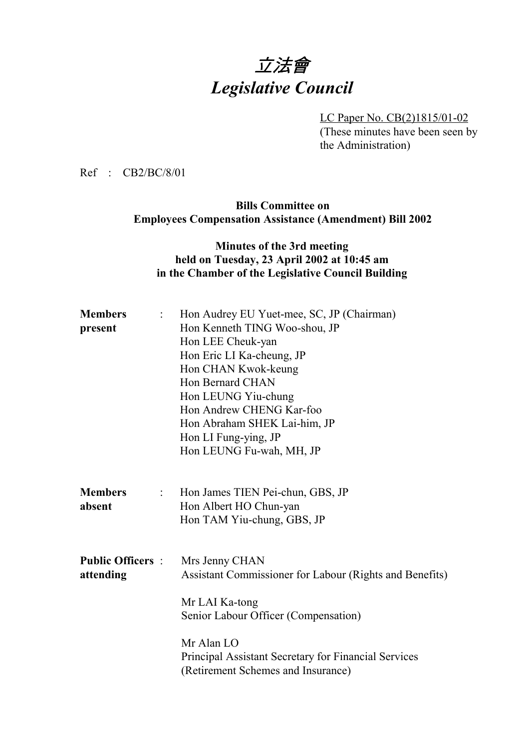# *立法會*
# *Legislative Council*

LC Paper No. CB(2)1815/01-02
(These minutes have been seen by the Administration)

Ref : CB2/BC/8/01

**Bills Committee on**
**Employees Compensation Assistance (Amendment) Bill 2002**

**Minutes of the 3rd meeting**
**held on Tuesday, 23 April 2002 at 10:45 am**
**in the Chamber of the Legislative Council Building**

| | | |
|---|---|---|
| **Members present** | : | Hon Audrey EU Yuet-mee, SC, JP (Chairman)<br>Hon Kenneth TING Woo-shou, JP<br>Hon LEE Cheuk-yan<br>Hon Eric LI Ka-cheung, JP<br>Hon CHAN Kwok-keung<br>Hon Bernard CHAN<br>Hon LEUNG Yiu-chung<br>Hon Andrew CHENG Kar-foo<br>Hon Abraham SHEK Lai-him, JP<br>Hon LI Fung-ying, JP<br>Hon LEUNG Fu-wah, MH, JP |
| **Members absent** | : | Hon James TIEN Pei-chun, GBS, JP<br>Hon Albert HO Chun-yan<br>Hon TAM Yiu-chung, GBS, JP |
| **Public Officers attending** | : | Mrs Jenny CHAN<br>Assistant Commissioner for Labour (Rights and Benefits)<br><br>Mr LAI Ka-tong<br>Senior Labour Officer (Compensation)<br><br>Mr Alan LO<br>Principal Assistant Secretary for Financial Services (Retirement Schemes and Insurance) |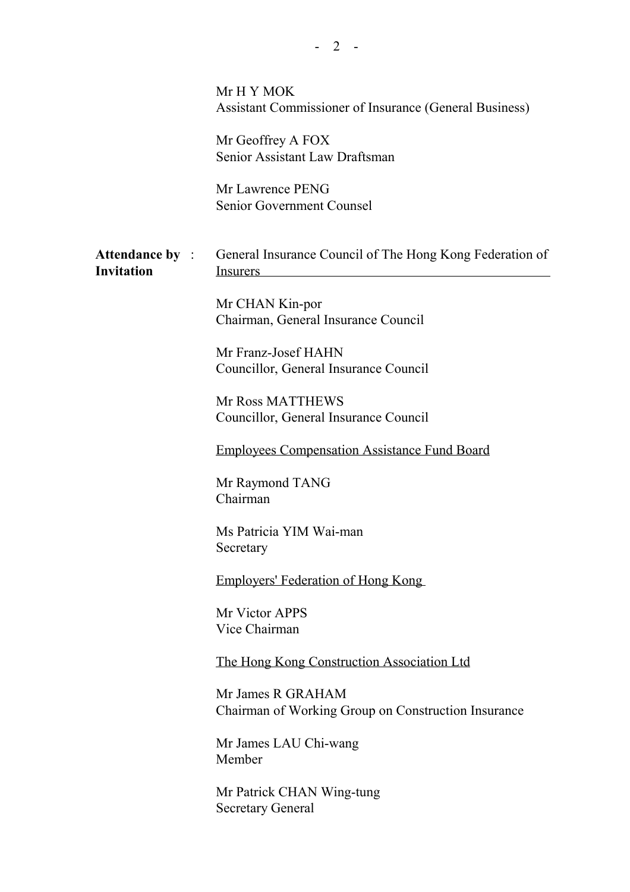Mr H Y MOK
Assistant Commissioner of Insurance (General Business)

Mr Geoffrey A FOX
Senior Assistant Law Draftsman

Mr Lawrence PENG
Senior Government Counsel

**Attendance by Invitation** :

General Insurance Council of The Hong Kong Federation of Insurers

Mr CHAN Kin-por
Chairman, General Insurance Council

Mr Franz-Josef HAHN
Councillor, General Insurance Council

Mr Ross MATTHEWS
Councillor, General Insurance Council

Employees Compensation Assistance Fund Board

Mr Raymond TANG
Chairman

Ms Patricia YIM Wai-man
Secretary

Employers' Federation of Hong Kong

Mr Victor APPS
Vice Chairman

The Hong Kong Construction Association Ltd

Mr James R GRAHAM
Chairman of Working Group on Construction Insurance

Mr James LAU Chi-wang
Member

Mr Patrick CHAN Wing-tung
Secretary General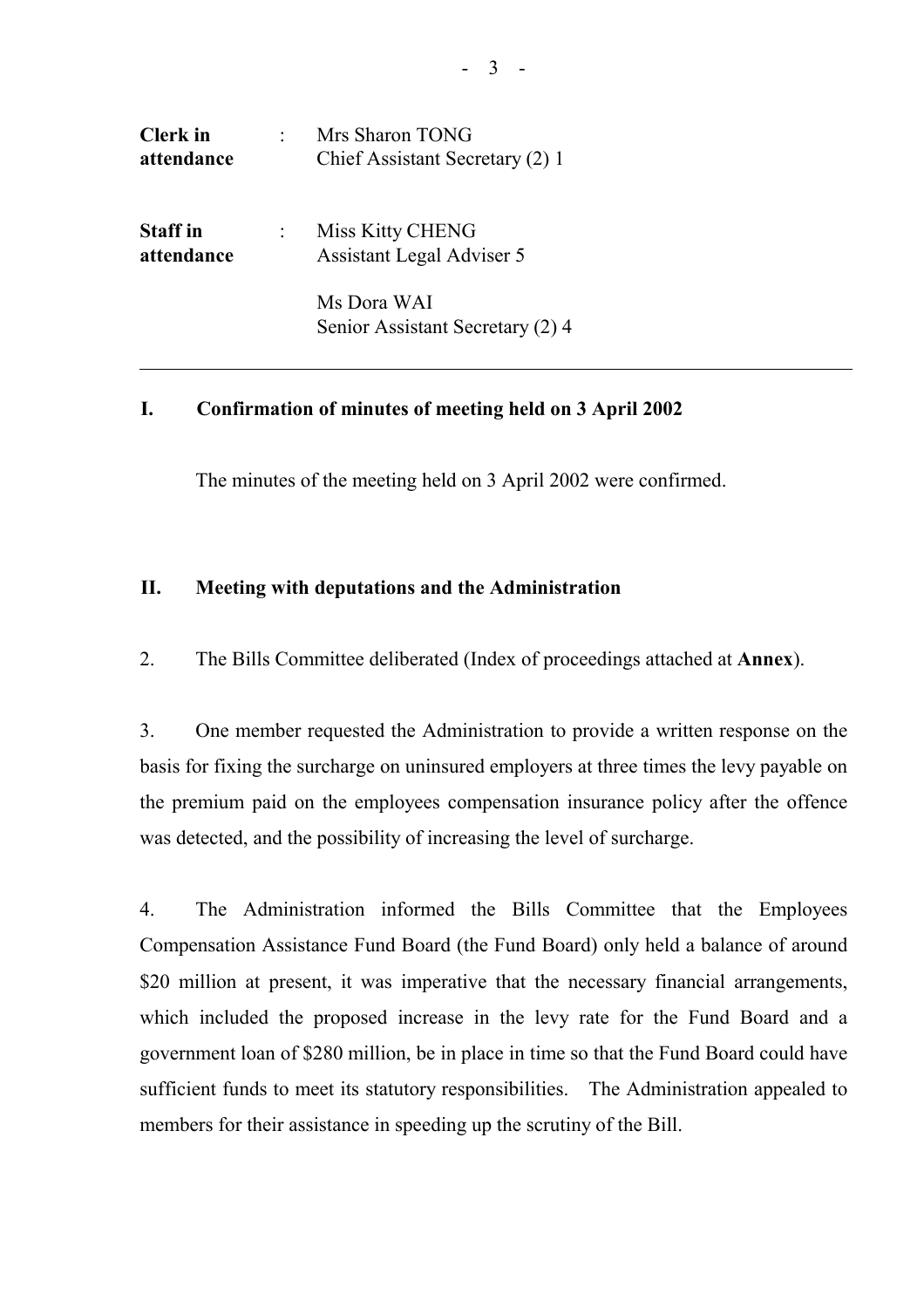| | | |
|---|---|---|
| **Clerk in attendance** | : | Mrs Sharon TONG<br>Chief Assistant Secretary (2) 1 |
| **Staff in attendance** | : | Miss Kitty CHENG<br>Assistant Legal Adviser 5<br><br>Ms Dora WAI<br>Senior Assistant Secretary (2) 4 |

---

## I. Confirmation of minutes of meeting held on 3 April 2002

The minutes of the meeting held on 3 April 2002 were confirmed.

## II. Meeting with deputations and the Administration

2. The Bills Committee deliberated (Index of proceedings attached at **Annex**).

3. One member requested the Administration to provide a written response on the basis for fixing the surcharge on uninsured employers at three times the levy payable on the premium paid on the employees compensation insurance policy after the offence was detected, and the possibility of increasing the level of surcharge.

4. The Administration informed the Bills Committee that the Employees Compensation Assistance Fund Board (the Fund Board) only held a balance of around $20 million at present, it was imperative that the necessary financial arrangements, which included the proposed increase in the levy rate for the Fund Board and a government loan of $280 million, be in place in time so that the Fund Board could have sufficient funds to meet its statutory responsibilities. The Administration appealed to members for their assistance in speeding up the scrutiny of the Bill.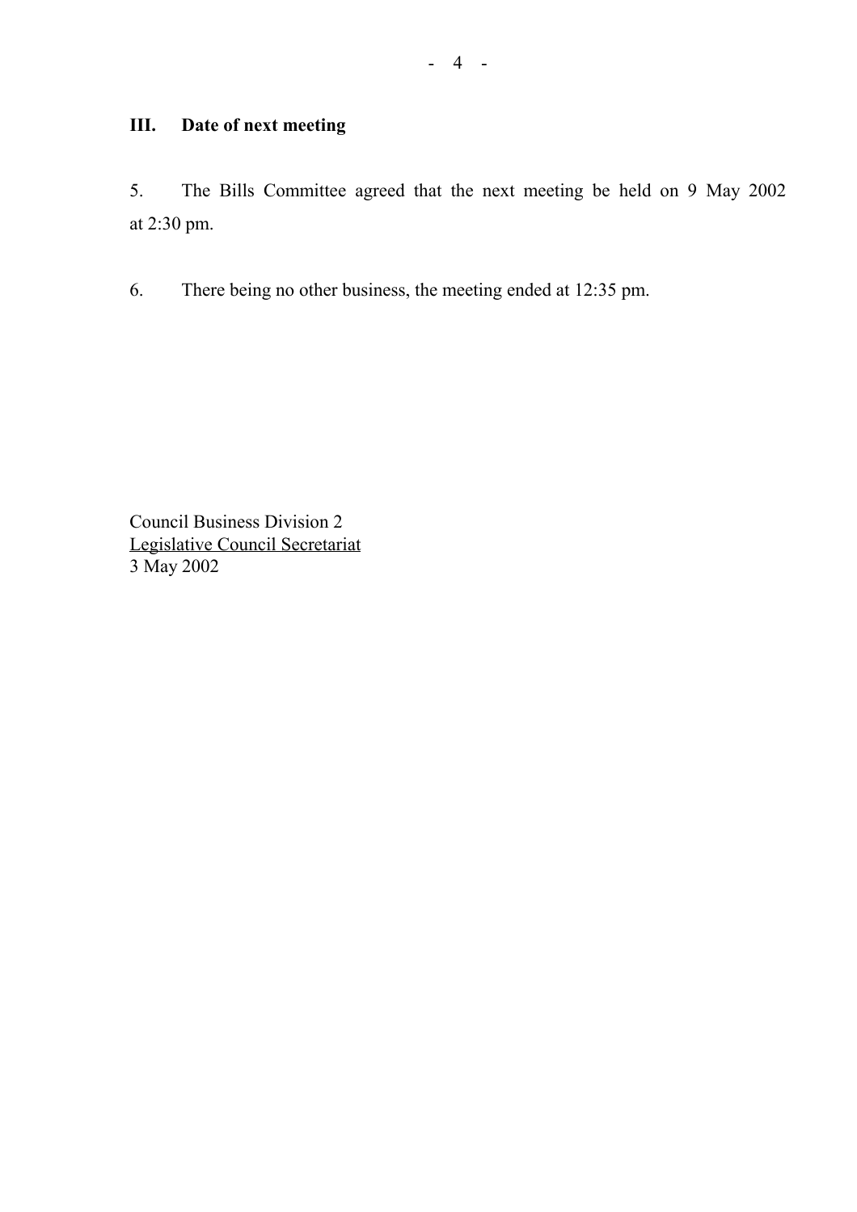## III. Date of next meeting

5. The Bills Committee agreed that the next meeting be held on 9 May 2002 at 2:30 pm.

6. There being no other business, the meeting ended at 12:35 pm.

Council Business Division 2
Legislative Council Secretariat
3 May 2002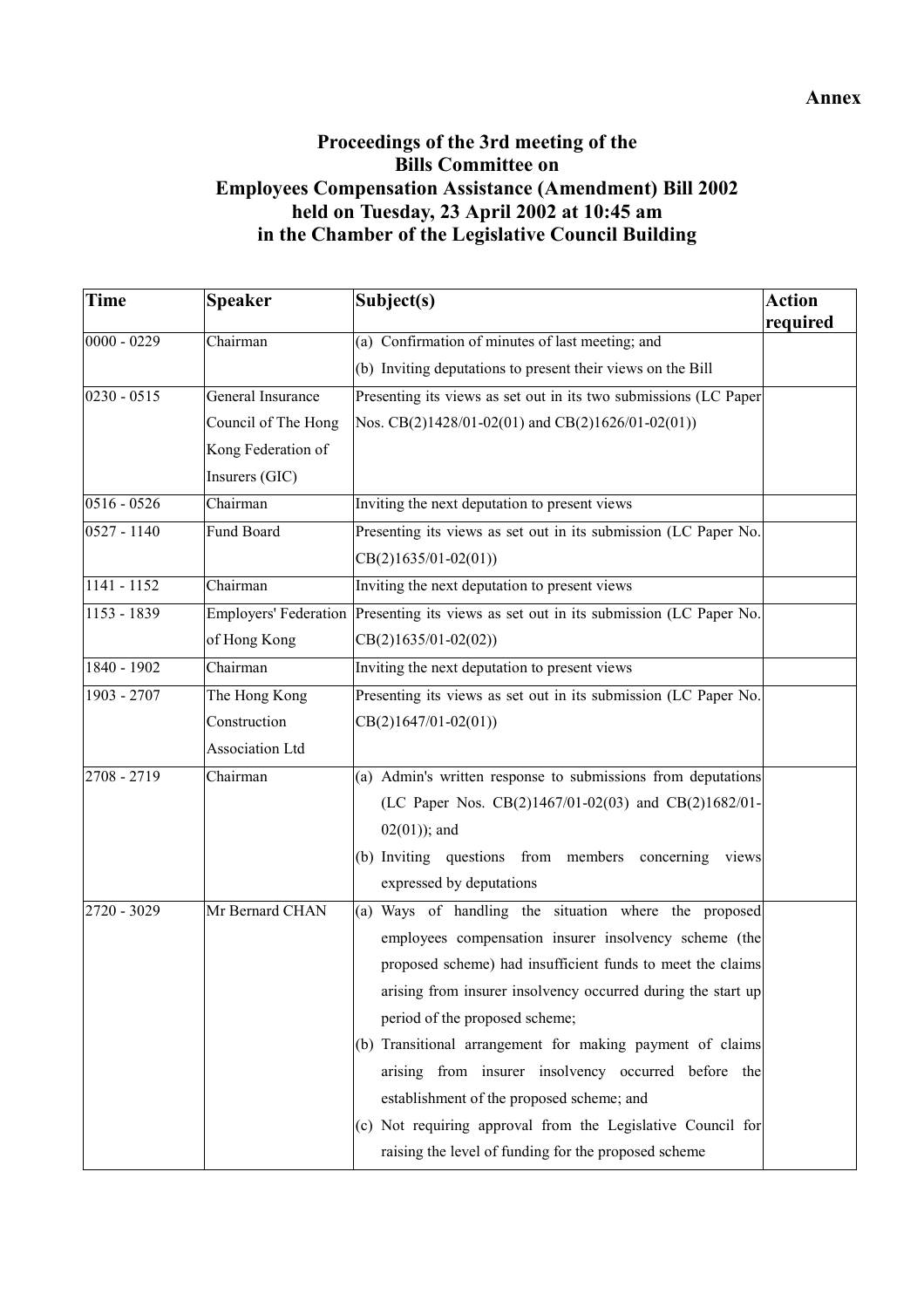**Annex**

# Proceedings of the 3rd meeting of the Bills Committee on Employees Compensation Assistance (Amendment) Bill 2002 held on Tuesday, 23 April 2002 at 10:45 am in the Chamber of the Legislative Council Building

| Time | Speaker | Subject(s) | Action required |
|---|---|---|---|
| 0000 - 0229 | Chairman | (a) Confirmation of minutes of last meeting; and<br>(b) Inviting deputations to present their views on the Bill | |
| 0230 - 0515 | General Insurance Council of The Hong Kong Federation of Insurers (GIC) | Presenting its views as set out in its two submissions (LC Paper Nos. CB(2)1428/01-02(01) and CB(2)1626/01-02(01)) | |
| 0516 - 0526 | Chairman | Inviting the next deputation to present views | |
| 0527 - 1140 | Fund Board | Presenting its views as set out in its submission (LC Paper No. CB(2)1635/01-02(01)) | |
| 1141 - 1152 | Chairman | Inviting the next deputation to present views | |
| 1153 - 1839 | Employers' Federation of Hong Kong | Presenting its views as set out in its submission (LC Paper No. CB(2)1635/01-02(02)) | |
| 1840 - 1902 | Chairman | Inviting the next deputation to present views | |
| 1903 - 2707 | The Hong Kong Construction Association Ltd | Presenting its views as set out in its submission (LC Paper No. CB(2)1647/01-02(01)) | |
| 2708 - 2719 | Chairman | (a) Admin's written response to submissions from deputations (LC Paper Nos. CB(2)1467/01-02(03) and CB(2)1682/01-02(01)); and<br>(b) Inviting questions from members concerning views expressed by deputations | |
| 2720 - 3029 | Mr Bernard CHAN | (a) Ways of handling the situation where the proposed employees compensation insurer insolvency scheme (the proposed scheme) had insufficient funds to meet the claims arising from insurer insolvency occurred during the start up period of the proposed scheme;<br>(b) Transitional arrangement for making payment of claims arising from insurer insolvency occurred before the establishment of the proposed scheme; and<br>(c) Not requiring approval from the Legislative Council for raising the level of funding for the proposed scheme | |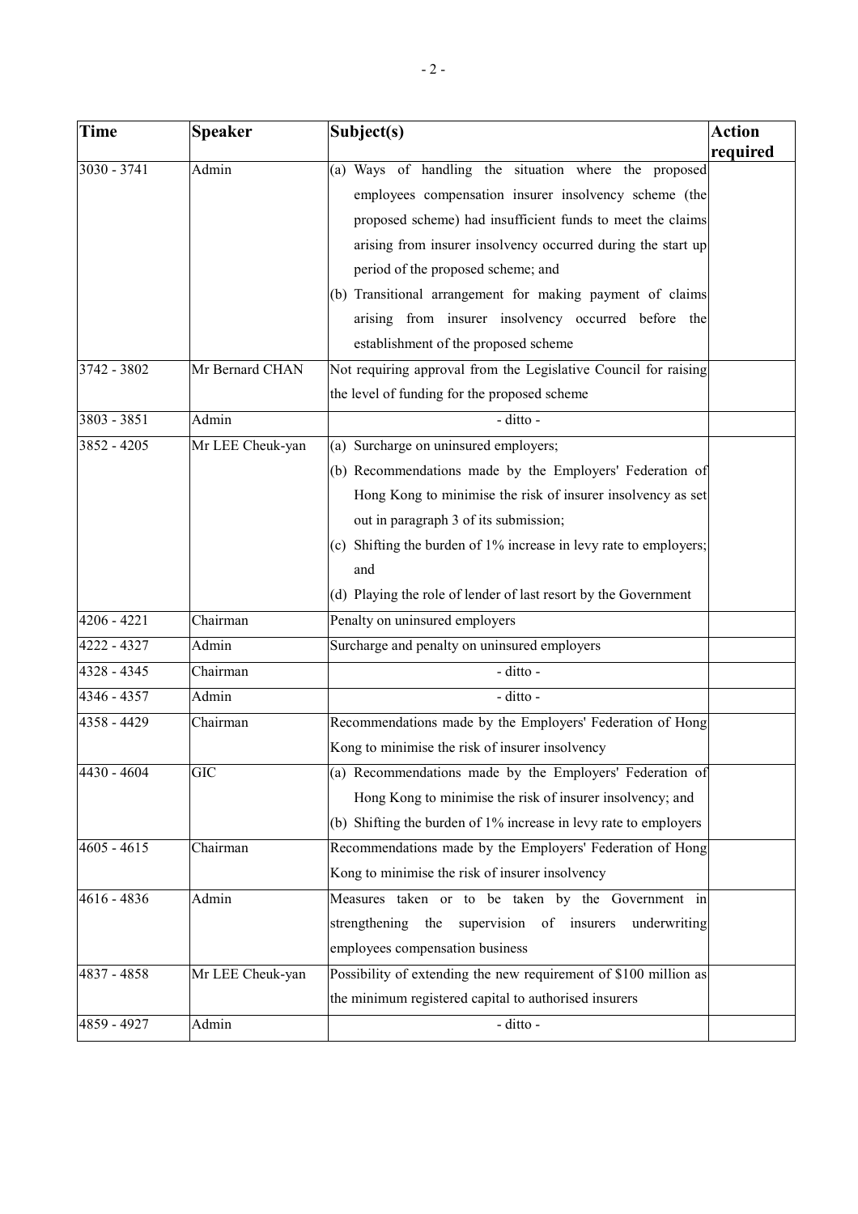| Time | Speaker | Subject(s) | Action required |
|---|---|---|---|
| 3030 - 3741 | Admin | (a) Ways of handling the situation where the proposed employees compensation insurer insolvency scheme (the proposed scheme) had insufficient funds to meet the claims arising from insurer insolvency occurred during the start up period of the proposed scheme; and<br>(b) Transitional arrangement for making payment of claims arising from insurer insolvency occurred before the establishment of the proposed scheme | |
| 3742 - 3802 | Mr Bernard CHAN | Not requiring approval from the Legislative Council for raising the level of funding for the proposed scheme | |
| 3803 - 3851 | Admin | - ditto - | |
| 3852 - 4205 | Mr LEE Cheuk-yan | (a) Surcharge on uninsured employers;<br>(b) Recommendations made by the Employers' Federation of Hong Kong to minimise the risk of insurer insolvency as set out in paragraph 3 of its submission;<br>(c) Shifting the burden of 1% increase in levy rate to employers; and<br>(d) Playing the role of lender of last resort by the Government | |
| 4206 - 4221 | Chairman | Penalty on uninsured employers | |
| 4222 - 4327 | Admin | Surcharge and penalty on uninsured employers | |
| 4328 - 4345 | Chairman | - ditto - | |
| 4346 - 4357 | Admin | - ditto - | |
| 4358 - 4429 | Chairman | Recommendations made by the Employers' Federation of Hong Kong to minimise the risk of insurer insolvency | |
| 4430 - 4604 | GIC | (a) Recommendations made by the Employers' Federation of Hong Kong to minimise the risk of insurer insolvency; and<br>(b) Shifting the burden of 1% increase in levy rate to employers | |
| 4605 - 4615 | Chairman | Recommendations made by the Employers' Federation of Hong Kong to minimise the risk of insurer insolvency | |
| 4616 - 4836 | Admin | Measures taken or to be taken by the Government in strengthening the supervision of insurers underwriting employees compensation business | |
| 4837 - 4858 | Mr LEE Cheuk-yan | Possibility of extending the new requirement of $100 million as the minimum registered capital to authorised insurers | |
| 4859 - 4927 | Admin | - ditto - | |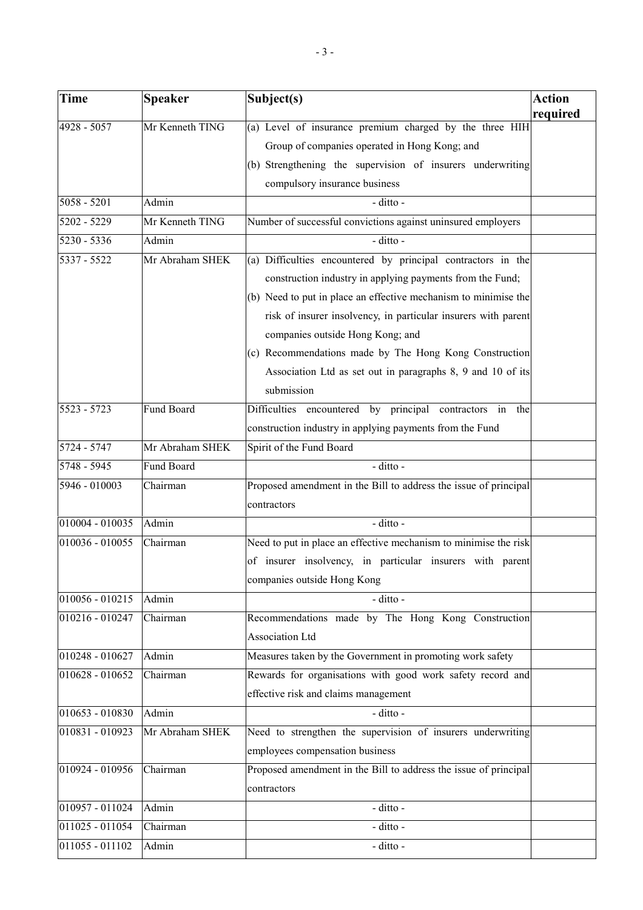| Time | Speaker | Subject(s) | Action required |
|---|---|---|---|
| 4928 - 5057 | Mr Kenneth TING | (a) Level of insurance premium charged by the three HIH Group of companies operated in Hong Kong; and<br>(b) Strengthening the supervision of insurers underwriting compulsory insurance business | |
| 5058 - 5201 | Admin | - ditto - | |
| 5202 - 5229 | Mr Kenneth TING | Number of successful convictions against uninsured employers | |
| 5230 - 5336 | Admin | - ditto - | |
| 5337 - 5522 | Mr Abraham SHEK | (a) Difficulties encountered by principal contractors in the construction industry in applying payments from the Fund;<br>(b) Need to put in place an effective mechanism to minimise the risk of insurer insolvency, in particular insurers with parent companies outside Hong Kong; and<br>(c) Recommendations made by The Hong Kong Construction Association Ltd as set out in paragraphs 8, 9 and 10 of its submission | |
| 5523 - 5723 | Fund Board | Difficulties encountered by principal contractors in the construction industry in applying payments from the Fund | |
| 5724 - 5747 | Mr Abraham SHEK | Spirit of the Fund Board | |
| 5748 - 5945 | Fund Board | - ditto - | |
| 5946 - 010003 | Chairman | Proposed amendment in the Bill to address the issue of principal contractors | |
| 010004 - 010035 | Admin | - ditto - | |
| 010036 - 010055 | Chairman | Need to put in place an effective mechanism to minimise the risk of insurer insolvency, in particular insurers with parent companies outside Hong Kong | |
| 010056 - 010215 | Admin | - ditto - | |
| 010216 - 010247 | Chairman | Recommendations made by The Hong Kong Construction Association Ltd | |
| 010248 - 010627 | Admin | Measures taken by the Government in promoting work safety | |
| 010628 - 010652 | Chairman | Rewards for organisations with good work safety record and effective risk and claims management | |
| 010653 - 010830 | Admin | - ditto - | |
| 010831 - 010923 | Mr Abraham SHEK | Need to strengthen the supervision of insurers underwriting employees compensation business | |
| 010924 - 010956 | Chairman | Proposed amendment in the Bill to address the issue of principal contractors | |
| 010957 - 011024 | Admin | - ditto - | |
| 011025 - 011054 | Chairman | - ditto - | |
| 011055 - 011102 | Admin | - ditto - | |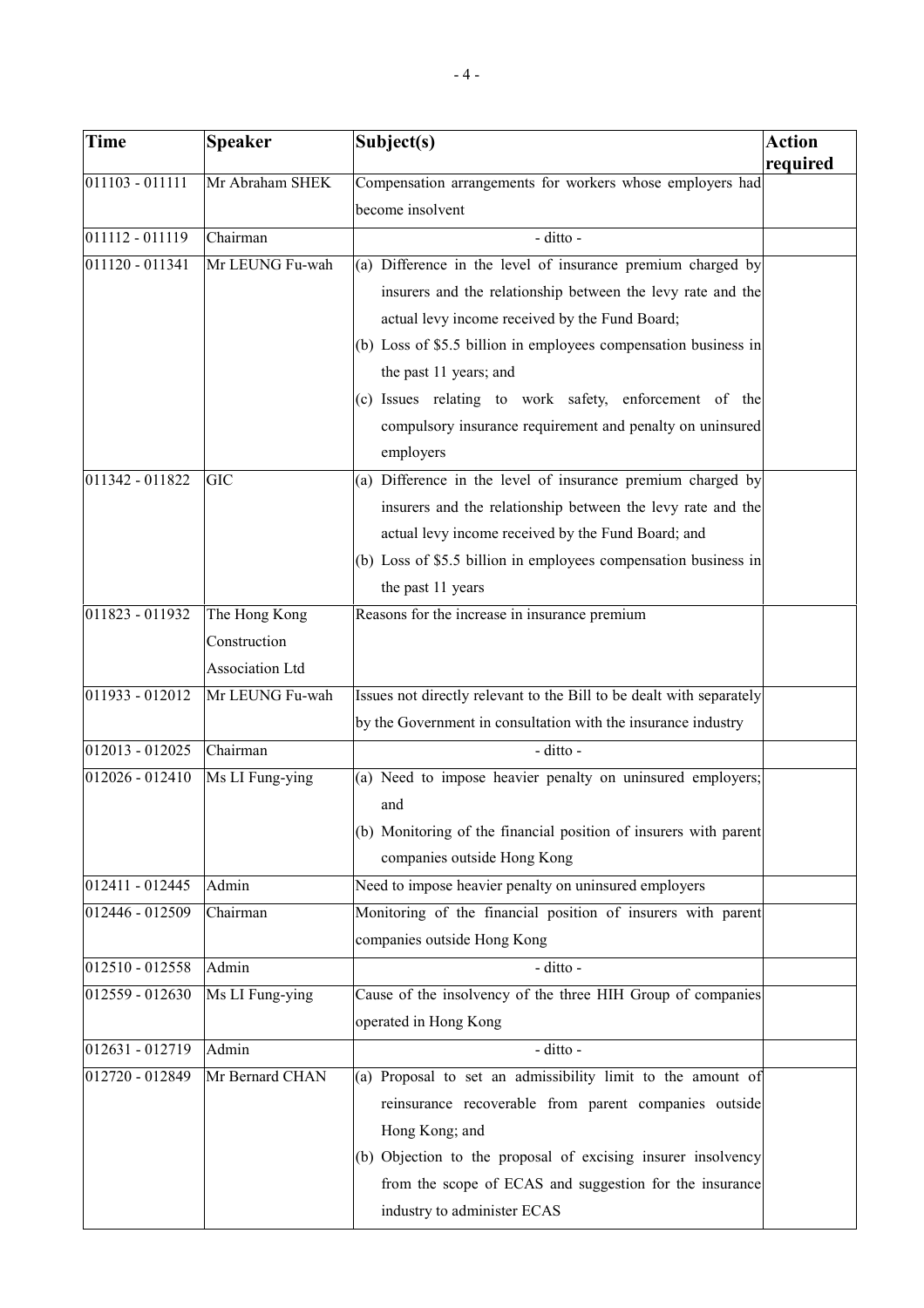| Time | Speaker | Subject(s) | Action required |
|---|---|---|---|
| 011103 - 011111 | Mr Abraham SHEK | Compensation arrangements for workers whose employers had become insolvent | |
| 011112 - 011119 | Chairman | - ditto - | |
| 011120 - 011341 | Mr LEUNG Fu-wah | (a) Difference in the level of insurance premium charged by insurers and the relationship between the levy rate and the actual levy income received by the Fund Board;<br>(b) Loss of $5.5 billion in employees compensation business in the past 11 years; and<br>(c) Issues relating to work safety, enforcement of the compulsory insurance requirement and penalty on uninsured employers | |
| 011342 - 011822 | GIC | (a) Difference in the level of insurance premium charged by insurers and the relationship between the levy rate and the actual levy income received by the Fund Board; and<br>(b) Loss of $5.5 billion in employees compensation business in the past 11 years | |
| 011823 - 011932 | The Hong Kong Construction Association Ltd | Reasons for the increase in insurance premium | |
| 011933 - 012012 | Mr LEUNG Fu-wah | Issues not directly relevant to the Bill to be dealt with separately by the Government in consultation with the insurance industry | |
| 012013 - 012025 | Chairman | - ditto - | |
| 012026 - 012410 | Ms LI Fung-ying | (a) Need to impose heavier penalty on uninsured employers; and<br>(b) Monitoring of the financial position of insurers with parent companies outside Hong Kong | |
| 012411 - 012445 | Admin | Need to impose heavier penalty on uninsured employers | |
| 012446 - 012509 | Chairman | Monitoring of the financial position of insurers with parent companies outside Hong Kong | |
| 012510 - 012558 | Admin | - ditto - | |
| 012559 - 012630 | Ms LI Fung-ying | Cause of the insolvency of the three HIH Group of companies operated in Hong Kong | |
| 012631 - 012719 | Admin | - ditto - | |
| 012720 - 012849 | Mr Bernard CHAN | (a) Proposal to set an admissibility limit to the amount of reinsurance recoverable from parent companies outside Hong Kong; and<br>(b) Objection to the proposal of excising insurer insolvency from the scope of ECAS and suggestion for the insurance industry to administer ECAS | |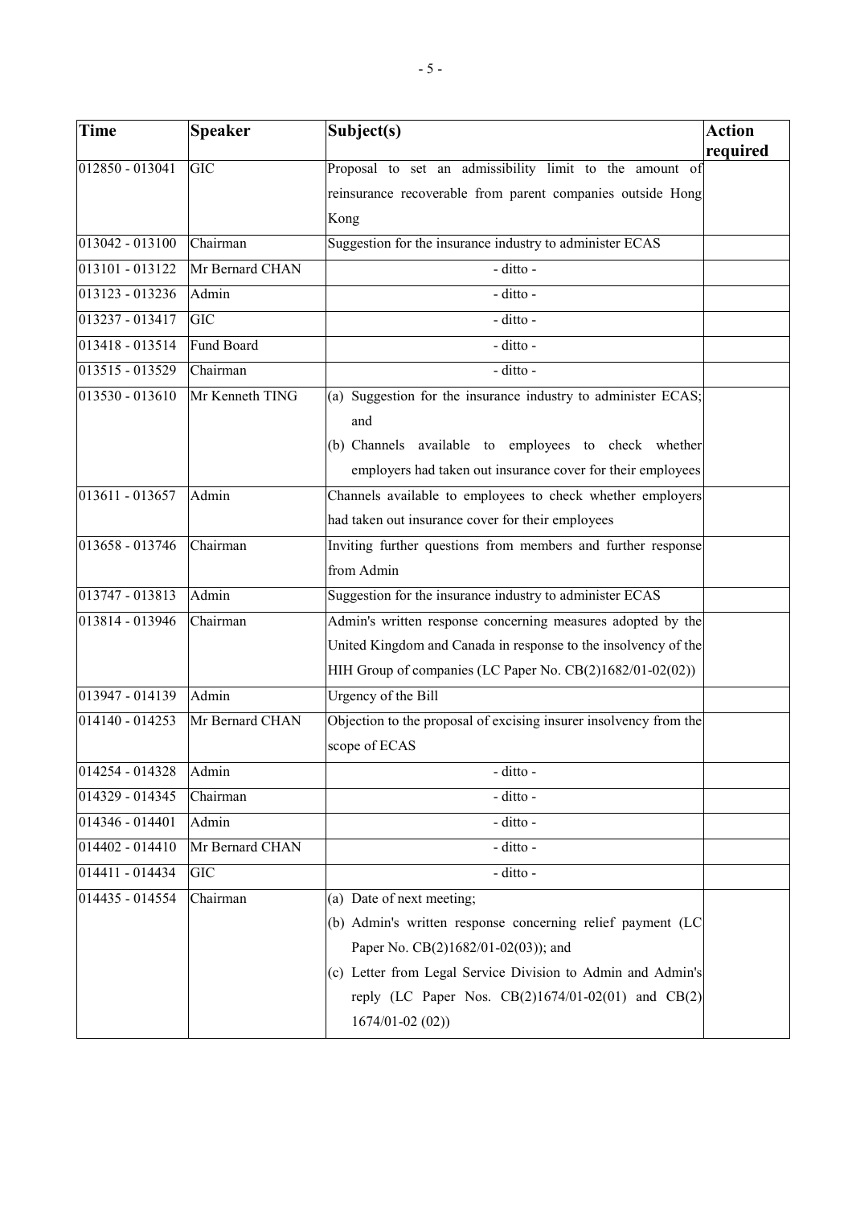| Time | Speaker | Subject(s) | Action required |
|---|---|---|---|
| 012850 - 013041 | GIC | Proposal to set an admissibility limit to the amount of reinsurance recoverable from parent companies outside Hong Kong | |
| 013042 - 013100 | Chairman | Suggestion for the insurance industry to administer ECAS | |
| 013101 - 013122 | Mr Bernard CHAN | - ditto - | |
| 013123 - 013236 | Admin | - ditto - | |
| 013237 - 013417 | GIC | - ditto - | |
| 013418 - 013514 | Fund Board | - ditto - | |
| 013515 - 013529 | Chairman | - ditto - | |
| 013530 - 013610 | Mr Kenneth TING | (a) Suggestion for the insurance industry to administer ECAS; and<br>(b) Channels available to employees to check whether employers had taken out insurance cover for their employees | |
| 013611 - 013657 | Admin | Channels available to employees to check whether employers had taken out insurance cover for their employees | |
| 013658 - 013746 | Chairman | Inviting further questions from members and further response from Admin | |
| 013747 - 013813 | Admin | Suggestion for the insurance industry to administer ECAS | |
| 013814 - 013946 | Chairman | Admin's written response concerning measures adopted by the United Kingdom and Canada in response to the insolvency of the HIH Group of companies (LC Paper No. CB(2)1682/01-02(02)) | |
| 013947 - 014139 | Admin | Urgency of the Bill | |
| 014140 - 014253 | Mr Bernard CHAN | Objection to the proposal of excising insurer insolvency from the scope of ECAS | |
| 014254 - 014328 | Admin | - ditto - | |
| 014329 - 014345 | Chairman | - ditto - | |
| 014346 - 014401 | Admin | - ditto - | |
| 014402 - 014410 | Mr Bernard CHAN | - ditto - | |
| 014411 - 014434 | GIC | - ditto - | |
| 014435 - 014554 | Chairman | (a) Date of next meeting;<br>(b) Admin's written response concerning relief payment (LC Paper No. CB(2)1682/01-02(03)); and<br>(c) Letter from Legal Service Division to Admin and Admin's reply (LC Paper Nos. CB(2)1674/01-02(01) and CB(2) 1674/01-02 (02)) | |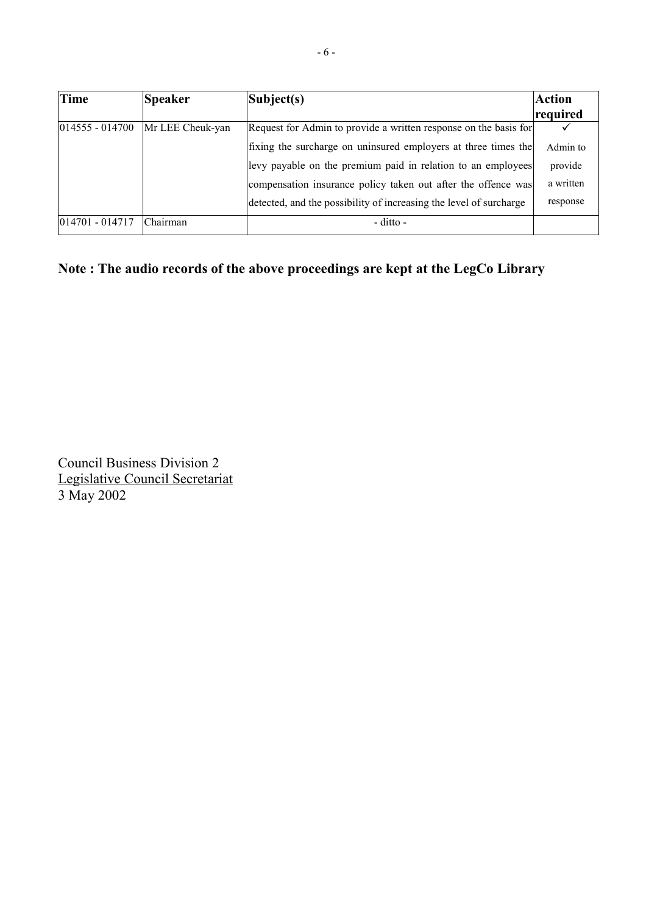| Time | Speaker | Subject(s) | Action required |
|---|---|---|---|
| 014555 - 014700 | Mr LEE Cheuk-yan | Request for Admin to provide a written response on the basis for fixing the surcharge on uninsured employers at three times the levy payable on the premium paid in relation to an employees compensation insurance policy taken out after the offence was detected, and the possibility of increasing the level of surcharge | ✓ Admin to provide a written response |
| 014701 - 014717 | Chairman | - ditto - | |

**Note : The audio records of the above proceedings are kept at the LegCo Library**

Council Business Division 2
Legislative Council Secretariat
3 May 2002